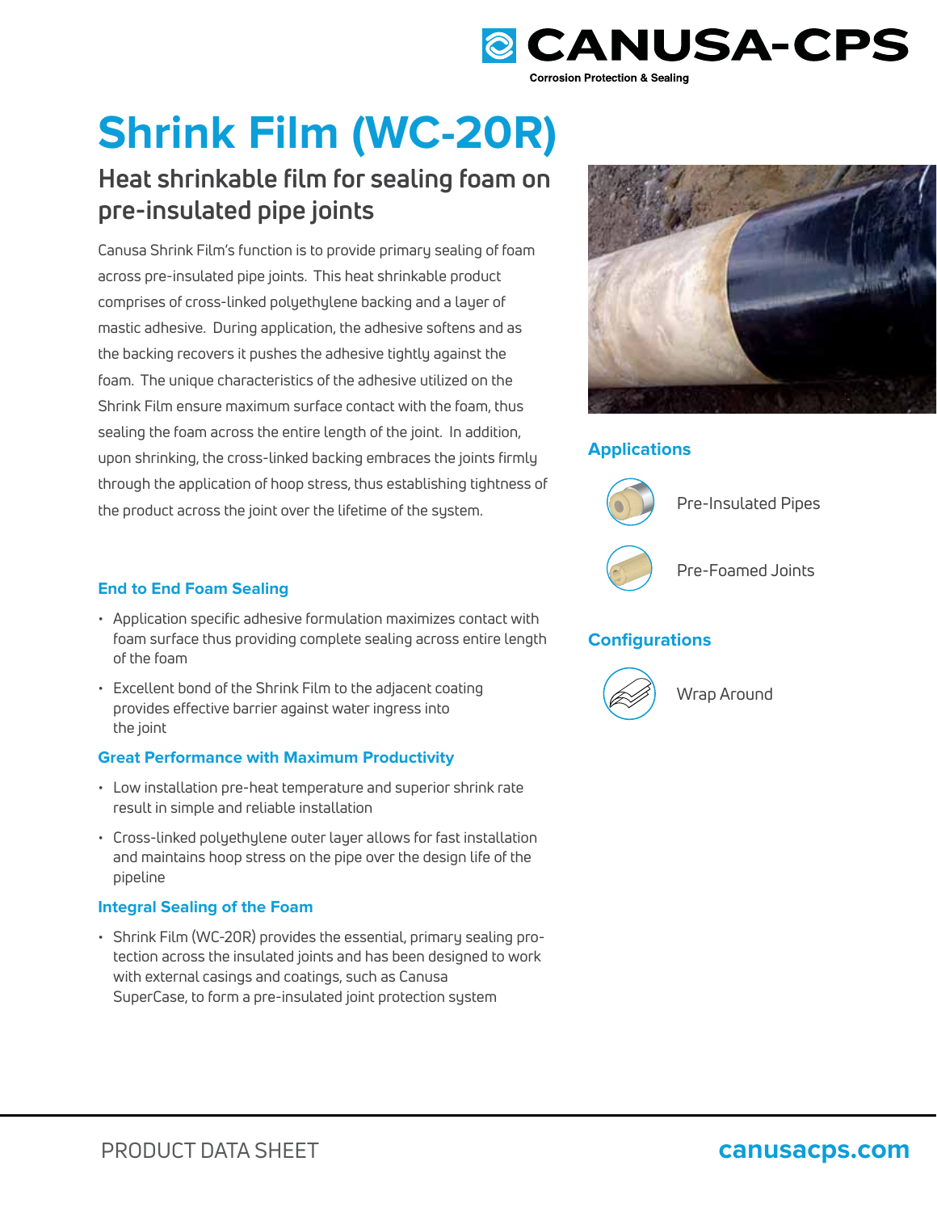CANUSA-CPS

Corrosion Protection & Sealing

# Shrink Film (WC-20R)

## Heat shrinkable film for sealing foam on pre-insulated pipe joints

Canusa Shrink Film's function is to provide primary sealing of foam across pre-insulated pipe joints. This heat shrinkable product comprises of cross-linked polyethylene backing and a layer of mastic adhesive. During application, the adhesive softens and as the backing recovers it pushes the adhesive tightly against the foam. The unique characteristics of the adhesive utilized on the Shrink Film ensure maximum surface contact with the foam, thus sealing the foam across the entire length of the joint. In addition, upon shrinking, the cross-linked backing embraces the joints firmly through the application of hoop stress, thus establishing tightness of the product across the joint over the lifetime of the system.

### End to End Foam Sealing

- Application specific adhesive formulation maximizes contact with foam surface thus providing complete sealing across entire length of the foam
- Excellent bond of the Shrink Film to the adjacent coating provides effective barrier against water ingress into the joint

### Great Performance with Maximum Productivity

- Low installation pre-heat temperature and superior shrink rate result in simple and reliable installation
- Cross-linked polyethylene outer layer allows for fast installation and maintains hoop stress on the pipe over the design life of the pipeline

### Integral Sealing of the Foam

- Shrink Film (WC-20R) provides the essential, primary sealing protection across the insulated joints and has been designed to work with external casings and coatings, such as Canusa SuperCase, to form a pre-insulated joint protection system

### Applications

- Pre-Insulated Pipes
- Pre-Foamed Joints

### Configurations

- Wrap Around

PRODUCT DATA SHEET

canusacps.com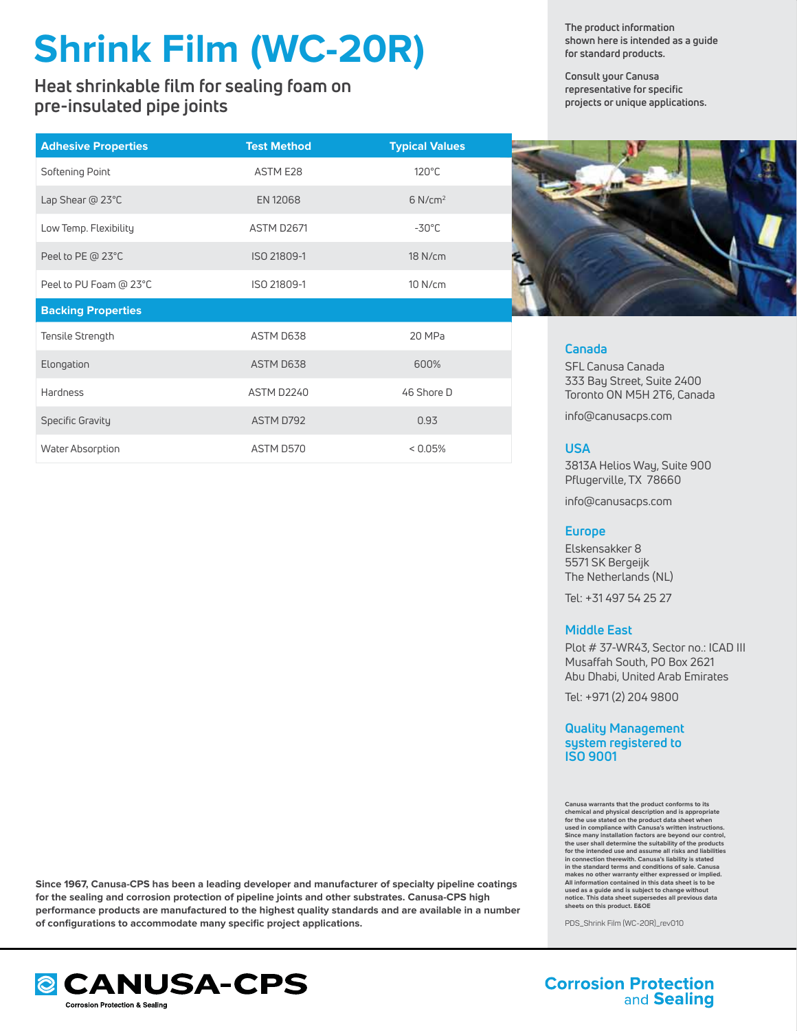# Shrink Film (WC-20R)

## Heat shrinkable film for sealing foam on pre-insulated pipe joints

The product information shown here is intended as a guide for standard products.

Consult your Canusa representative for specific projects or unique applications.

| Adhesive Properties | Test Method | Typical Values |
|---|---|---|
| Softening Point | ASTM E28 | 120°C |
| Lap Shear @ 23°C | EN 12068 | 6 N/cm$^2$ |
| Low Temp. Flexibility | ASTM D2671 | -30°C |
| Peel to PE @ 23°C | ISO 21809-1 | 18 N/cm |
| Peel to PU Foam @ 23°C | ISO 21809-1 | 10 N/cm |
| **Backing Properties** | | |
| Tensile Strength | ASTM D638 | 20 MPa |
| Elongation | ASTM D638 | 600% |
| Hardness | ASTM D2240 | 46 Shore D |
| Specific Gravity | ASTM D792 | 0.93 |
| Water Absorption | ASTM D570 | < 0.05% |

### Canada

SFL Canusa Canada
333 Bay Street, Suite 2400
Toronto ON M5H 2T6, Canada

info@canusacps.com

### USA

3813A Helios Way, Suite 900
Pflugerville, TX 78660

info@canusacps.com

### Europe

Elskensakker 8
5571 SK Bergeijk
The Netherlands (NL)

Tel: +31 497 54 25 27

### Middle East

Plot # 37-WR43, Sector no.: ICAD III
Musaffah South, PO Box 2621
Abu Dhabi, United Arab Emirates

Tel: +971 (2) 204 9800

### Quality Management system registered to ISO 9001

Canusa warrants that the product conforms to its chemical and physical description and is appropriate for the use stated on the product data sheet when used in compliance with Canusa's written instructions. Since many installation factors are beyond our control, the user shall determine the suitability of the products for the intended use and assume all risks and liabilities in connection therewith. Canusa's liability is stated in the standard terms and conditions of sale. Canusa makes no other warranty either expressed or implied. All information contained in this data sheet is to be used as a guide and is subject to change without notice. This data sheet supersedes all previous data sheets on this product. E&OE

PDS_Shrink Film (WC-20R)_rev010

**Since 1967, Canusa-CPS has been a leading developer and manufacturer of specialty pipeline coatings for the sealing and corrosion protection of pipeline joints and other substrates. Canusa-CPS high performance products are manufactured to the highest quality standards and are available in a number of configurations to accommodate many specific project applications.**

CANUSA-CPS
Corrosion Protection & Sealing

Corrosion Protection and Sealing